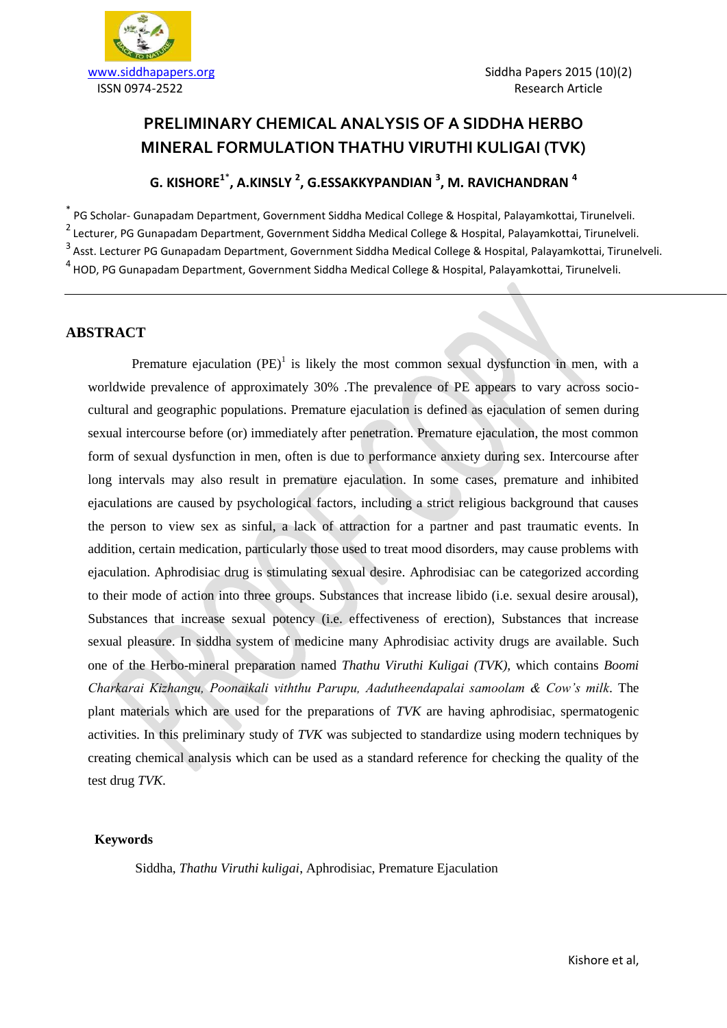www.siddhapapers.org
ISSN 0974-2522

Siddha Papers 2015 (10)(2)
Research Article

# PRELIMINARY CHEMICAL ANALYSIS OF A SIDDHA HERBO MINERAL FORMULATION THATHU VIRUTHI KULIGAI (TVK)

**G. KISHORE[1*], A.KINSLY [2], G.ESSAKKYPANDIAN [3], M. RAVICHANDRAN [4]**

[*] PG Scholar- Gunapadam Department, Government Siddha Medical College & Hospital, Palayamkottai, Tirunelveli.
[2] Lecturer, PG Gunapadam Department, Government Siddha Medical College & Hospital, Palayamkottai, Tirunelveli.
[3] Asst. Lecturer PG Gunapadam Department, Government Siddha Medical College & Hospital, Palayamkottai, Tirunelveli.
[4] HOD, PG Gunapadam Department, Government Siddha Medical College & Hospital, Palayamkottai, Tirunelveli.

---

## ABSTRACT

Premature ejaculation (PE)[1] is likely the most common sexual dysfunction in men, with a worldwide prevalence of approximately 30% .The prevalence of PE appears to vary across socio-cultural and geographic populations. Premature ejaculation is defined as ejaculation of semen during sexual intercourse before (or) immediately after penetration. Premature ejaculation, the most common form of sexual dysfunction in men, often is due to performance anxiety during sex. Intercourse after long intervals may also result in premature ejaculation. In some cases, premature and inhibited ejaculations are caused by psychological factors, including a strict religious background that causes the person to view sex as sinful, a lack of attraction for a partner and past traumatic events. In addition, certain medication, particularly those used to treat mood disorders, may cause problems with ejaculation. Aphrodisiac drug is stimulating sexual desire. Aphrodisiac can be categorized according to their mode of action into three groups. Substances that increase libido (i.e. sexual desire arousal), Substances that increase sexual potency (i.e. effectiveness of erection), Substances that increase sexual pleasure. In siddha system of medicine many Aphrodisiac activity drugs are available. Such one of the Herbo-mineral preparation named *Thathu Viruthi Kuligai (TVK),* which contains *Boomi Charkarai Kizhangu, Poonaikali viththu Parupu, Aadutheendapalai samoolam & Cow's milk*. The plant materials which are used for the preparations of *TVK* are having aphrodisiac, spermatogenic activities. In this preliminary study of *TVK* was subjected to standardize using modern techniques by creating chemical analysis which can be used as a standard reference for checking the quality of the test drug *TVK*.

**Keywords**

Siddha, *Thathu Viruthi kuligai*, Aphrodisiac, Premature Ejaculation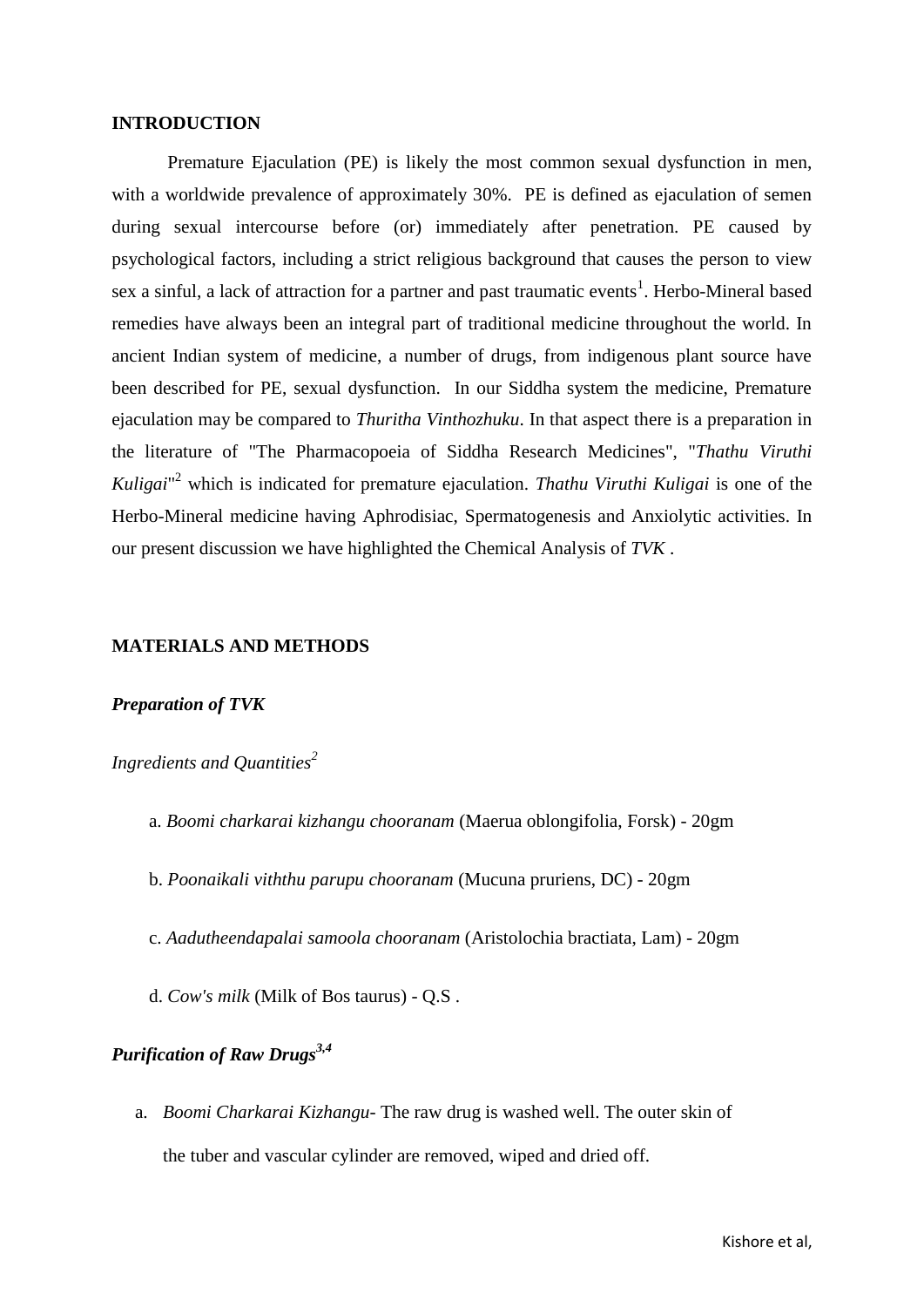## INTRODUCTION

Premature Ejaculation (PE) is likely the most common sexual dysfunction in men, with a worldwide prevalence of approximately 30%. PE is defined as ejaculation of semen during sexual intercourse before (or) immediately after penetration. PE caused by psychological factors, including a strict religious background that causes the person to view sex a sinful, a lack of attraction for a partner and past traumatic events[1]. Herbo-Mineral based remedies have always been an integral part of traditional medicine throughout the world. In ancient Indian system of medicine, a number of drugs, from indigenous plant source have been described for PE, sexual dysfunction. In our Siddha system the medicine, Premature ejaculation may be compared to *Thuritha Vinthozhuku*. In that aspect there is a preparation in the literature of "The Pharmacopoeia of Siddha Research Medicines", "*Thathu Viruthi Kuligai*"[2] which is indicated for premature ejaculation. *Thathu Viruthi Kuligai* is one of the Herbo-Mineral medicine having Aphrodisiac, Spermatogenesis and Anxiolytic activities. In our present discussion we have highlighted the Chemical Analysis of *TVK* .

## MATERIALS AND METHODS

### *Preparation of TVK*

*Ingredients and Quantities*[2]

a. *Boomi charkarai kizhangu chooranam* (Maerua oblongifolia, Forsk) - 20gm

b. *Poonaikali viththu parupu chooranam* (Mucuna pruriens, DC) - 20gm

c. *Aadutheendapalai samoola chooranam* (Aristolochia bractiata, Lam) - 20gm

d. *Cow's milk* (Milk of Bos taurus) - Q.S .

### *Purification of Raw Drugs*[3,4]

a. *Boomi Charkarai Kizhangu*- The raw drug is washed well. The outer skin of the tuber and vascular cylinder are removed, wiped and dried off.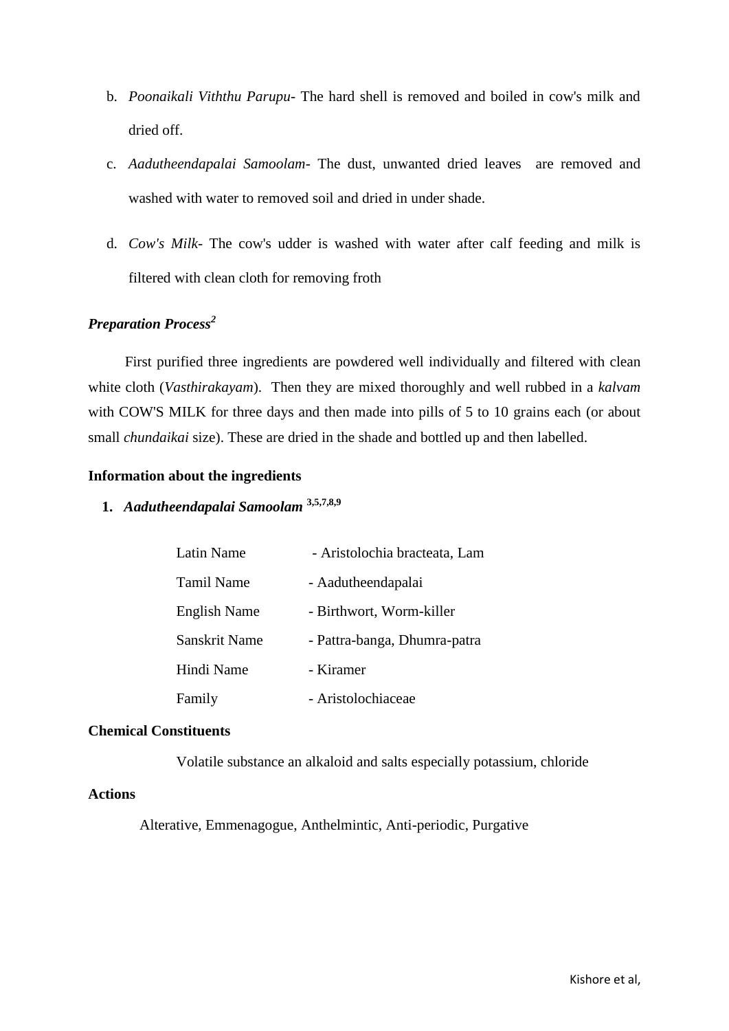b. *Poonaikali Viththu Parupu*- The hard shell is removed and boiled in cow's milk and dried off.

c. *Aadutheendapalai Samoolam*- The dust, unwanted dried leaves are removed and washed with water to removed soil and dried in under shade.

d. *Cow's Milk*- The cow's udder is washed with water after calf feeding and milk is filtered with clean cloth for removing froth

### *Preparation Process*[2]

First purified three ingredients are powdered well individually and filtered with clean white cloth (*Vasthirakayam*). Then they are mixed thoroughly and well rubbed in a *kalvam* with COW'S MILK for three days and then made into pills of 5 to 10 grains each (or about small *chundaikai* size). These are dried in the shade and bottled up and then labelled.

### Information about the ingredients

1. ***Aadutheendapalai Samoolam*** [3,5,7,8,9]

| | |
|---|---|
| Latin Name | - Aristolochia bracteata, Lam |
| Tamil Name | - Aadutheendapalai |
| English Name | - Birthwort, Worm-killer |
| Sanskrit Name | - Pattra-banga, Dhumra-patra |
| Hindi Name | - Kiramer |
| Family | - Aristolochiaceae |

**Chemical Constituents**

Volatile substance an alkaloid and salts especially potassium, chloride

**Actions**

Alterative, Emmenagogue, Anthelmintic, Anti-periodic, Purgative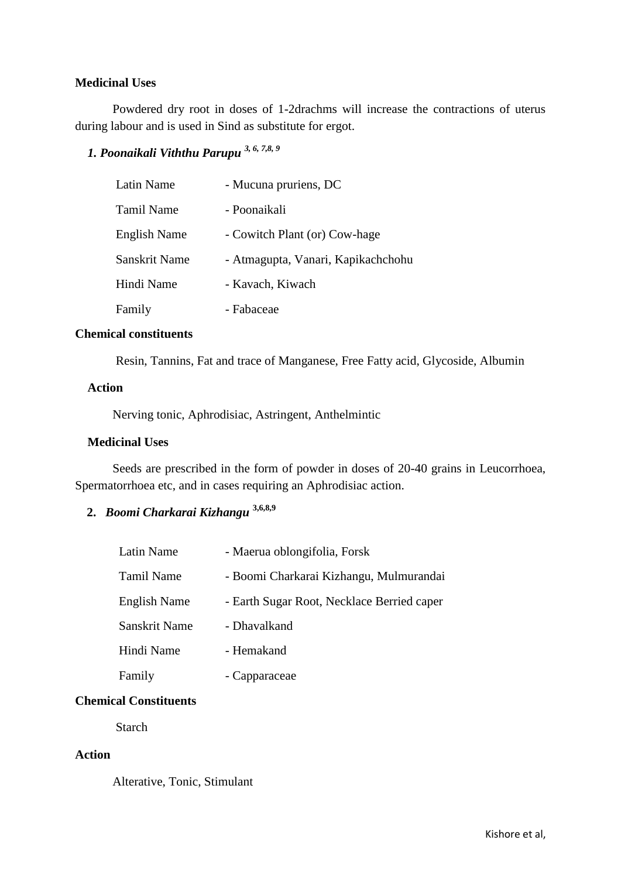**Medicinal Uses**

Powdered dry root in doses of 1-2drachms will increase the contractions of uterus during labour and is used in Sind as substitute for ergot.

### *1. Poonaikali Viththu Parupu* [3, 6, 7,8, 9]

| | |
|---|---|
| Latin Name | - Mucuna pruriens, DC |
| Tamil Name | - Poonaikali |
| English Name | - Cowitch Plant (or) Cow-hage |
| Sanskrit Name | - Atmagupta, Vanari, Kapikachchohu |
| Hindi Name | - Kavach, Kiwach |
| Family | - Fabaceae |

**Chemical constituents**

Resin, Tannins, Fat and trace of Manganese, Free Fatty acid, Glycoside, Albumin

**Action**

Nerving tonic, Aphrodisiac, Astringent, Anthelmintic

**Medicinal Uses**

Seeds are prescribed in the form of powder in doses of 20-40 grains in Leucorrhoea, Spermatorrhoea etc, and in cases requiring an Aphrodisiac action.

### 2. *Boomi Charkarai Kizhangu* [3,6,8,9]

| | |
|---|---|
| Latin Name | - Maerua oblongifolia, Forsk |
| Tamil Name | - Boomi Charkarai Kizhangu, Mulmurandai |
| English Name | - Earth Sugar Root, Necklace Berried caper |
| Sanskrit Name | - Dhavalkand |
| Hindi Name | - Hemakand |
| Family | - Capparaceae |

**Chemical Constituents**

Starch

**Action**

Alterative, Tonic, Stimulant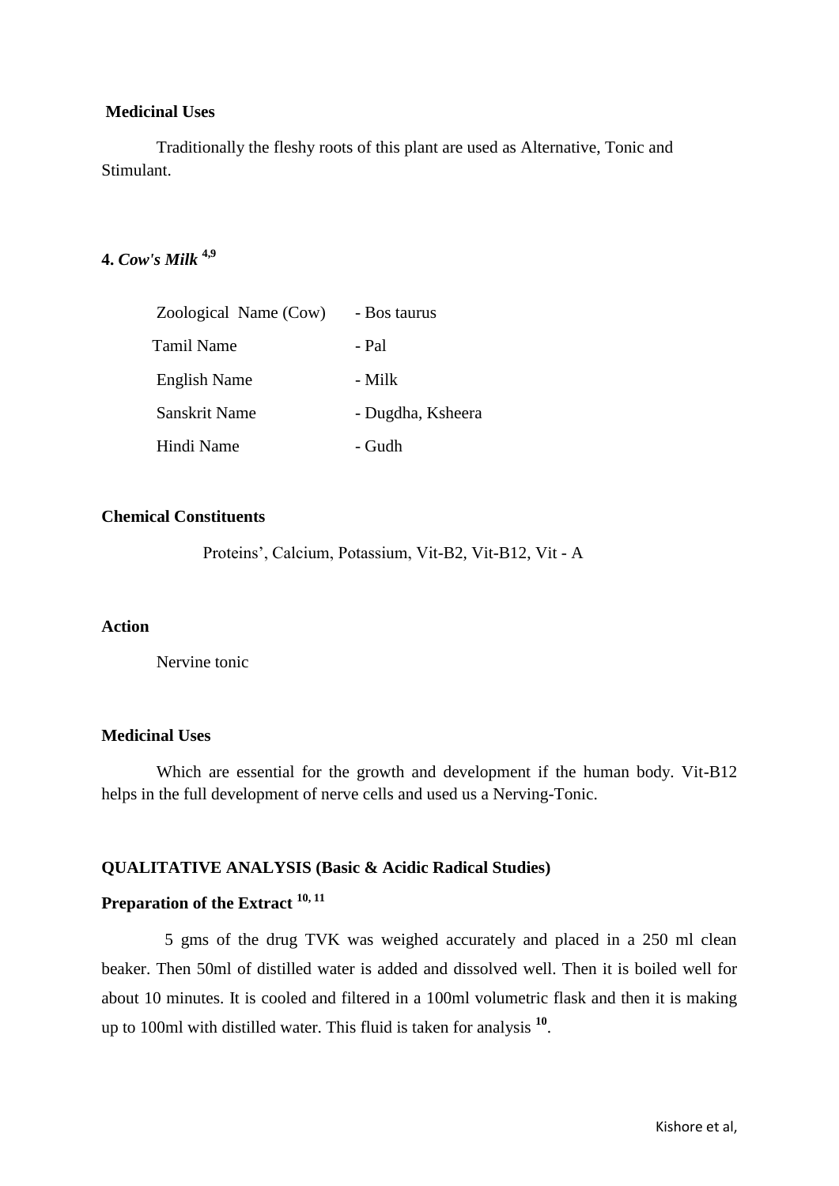**Medicinal Uses**

Traditionally the fleshy roots of this plant are used as Alternative, Tonic and Stimulant.

**4.** ***Cow's Milk*** **[4,9]**

| | |
|---|---|
| Zoological Name (Cow) | - Bos taurus |
| Tamil Name | - Pal |
| English Name | - Milk |
| Sanskrit Name | - Dugdha, Ksheera |
| Hindi Name | - Gudh |

**Chemical Constituents**

Proteins', Calcium, Potassium, Vit-B2, Vit-B12, Vit - A

**Action**

Nervine tonic

**Medicinal Uses**

Which are essential for the growth and development if the human body. Vit-B12 helps in the full development of nerve cells and used us a Nerving-Tonic.

**QUALITATIVE ANALYSIS (Basic & Acidic Radical Studies)**

**Preparation of the Extract [10, 11]**

5 gms of the drug TVK was weighed accurately and placed in a 250 ml clean beaker. Then 50ml of distilled water is added and dissolved well. Then it is boiled well for about 10 minutes. It is cooled and filtered in a 100ml volumetric flask and then it is making up to 100ml with distilled water. This fluid is taken for analysis [10].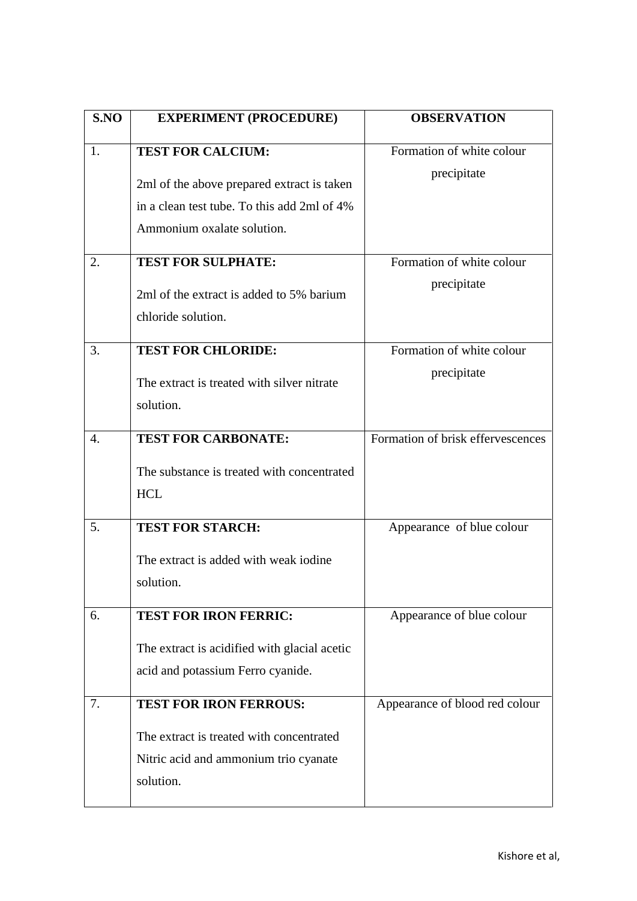| S.NO | EXPERIMENT (PROCEDURE) | OBSERVATION |
|---|---|---|
| 1. | **TEST FOR CALCIUM:** 2ml of the above prepared extract is taken in a clean test tube. To this add 2ml of 4% Ammonium oxalate solution. | Formation of white colour precipitate |
| 2. | **TEST FOR SULPHATE:** 2ml of the extract is added to 5% barium chloride solution. | Formation of white colour precipitate |
| 3. | **TEST FOR CHLORIDE:** The extract is treated with silver nitrate solution. | Formation of white colour precipitate |
| 4. | **TEST FOR CARBONATE:** The substance is treated with concentrated HCL | Formation of brisk effervescences |
| 5. | **TEST FOR STARCH:** The extract is added with weak iodine solution. | Appearance of blue colour |
| 6. | **TEST FOR IRON FERRIC:** The extract is acidified with glacial acetic acid and potassium Ferro cyanide. | Appearance of blue colour |
| 7. | **TEST FOR IRON FERROUS:** The extract is treated with concentrated Nitric acid and ammonium trio cyanate solution. | Appearance of blood red colour |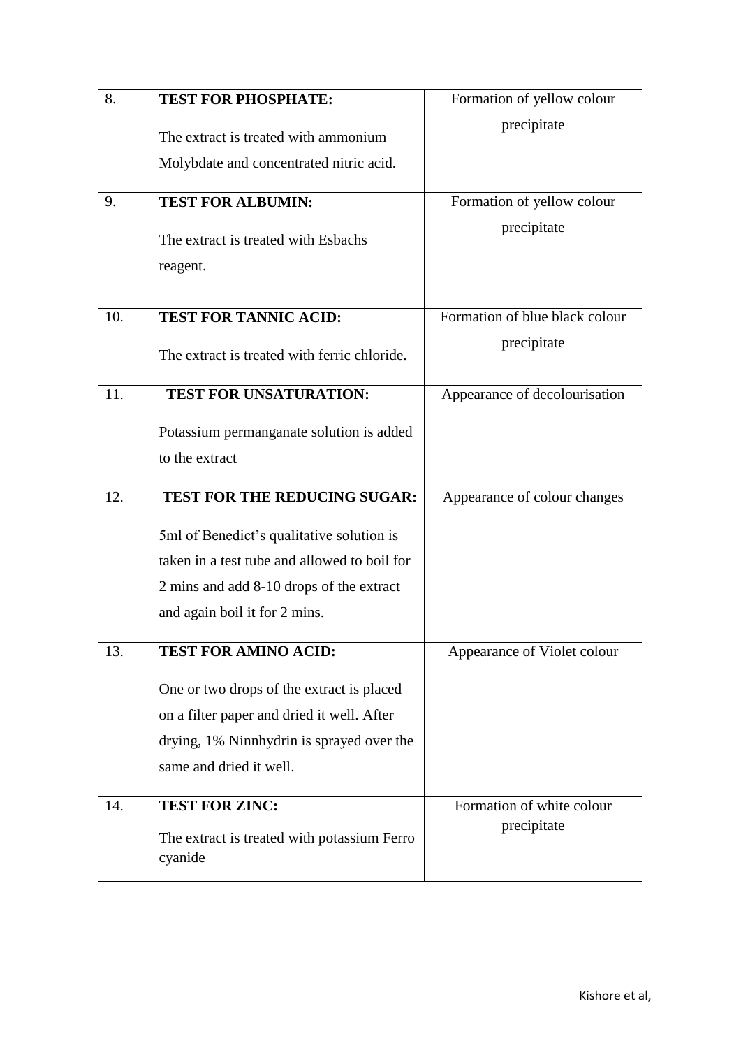| | | |
|---|---|---|
| 8. | **TEST FOR PHOSPHATE:** The extract is treated with ammonium Molybdate and concentrated nitric acid. | Formation of yellow colour precipitate |
| 9. | **TEST FOR ALBUMIN:** The extract is treated with Esbachs reagent. | Formation of yellow colour precipitate |
| 10. | **TEST FOR TANNIC ACID:** The extract is treated with ferric chloride. | Formation of blue black colour precipitate |
| 11. | **TEST FOR UNSATURATION:** Potassium permanganate solution is added to the extract | Appearance of decolourisation |
| 12. | **TEST FOR THE REDUCING SUGAR:** 5ml of Benedict's qualitative solution is taken in a test tube and allowed to boil for 2 mins and add 8-10 drops of the extract and again boil it for 2 mins. | Appearance of colour changes |
| 13. | **TEST FOR AMINO ACID:** One or two drops of the extract is placed on a filter paper and dried it well. After drying, 1% Ninnhydrin is sprayed over the same and dried it well. | Appearance of Violet colour |
| 14. | **TEST FOR ZINC:** The extract is treated with potassium Ferro cyanide | Formation of white colour precipitate |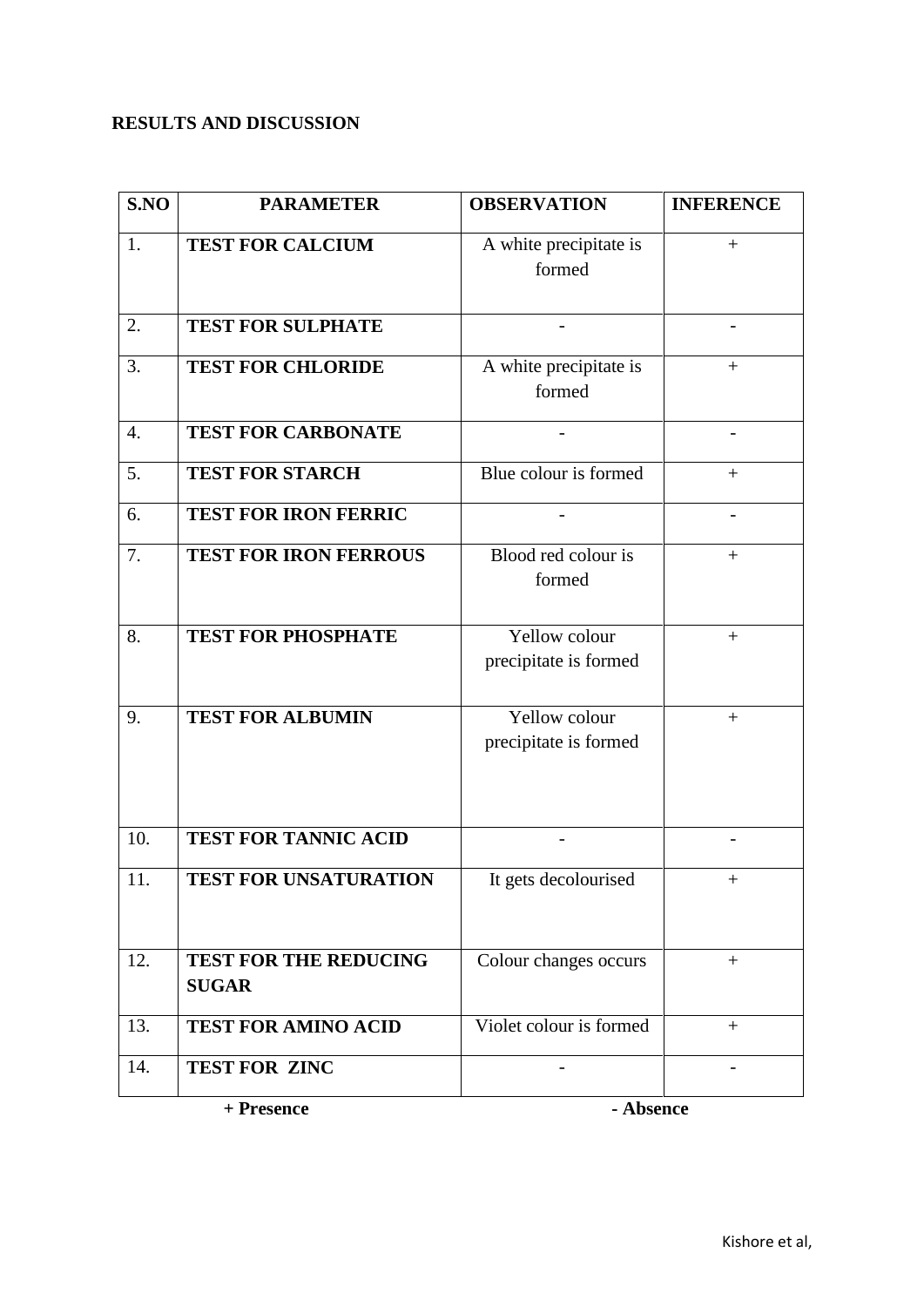## RESULTS AND DISCUSSION

| S.NO | PARAMETER | OBSERVATION | INFERENCE |
|---|---|---|---|
| 1. | **TEST FOR CALCIUM** | A white precipitate is formed | + |
| 2. | **TEST FOR SULPHATE** | - | - |
| 3. | **TEST FOR CHLORIDE** | A white precipitate is formed | + |
| 4. | **TEST FOR CARBONATE** | - | - |
| 5. | **TEST FOR STARCH** | Blue colour is formed | + |
| 6. | **TEST FOR IRON FERRIC** | - | - |
| 7. | **TEST FOR IRON FERROUS** | Blood red colour is formed | + |
| 8. | **TEST FOR PHOSPHATE** | Yellow colour precipitate is formed | + |
| 9. | **TEST FOR ALBUMIN** | Yellow colour precipitate is formed | + |
| 10. | **TEST FOR TANNIC ACID** | - | - |
| 11. | **TEST FOR UNSATURATION** | It gets decolourised | + |
| 12. | **TEST FOR THE REDUCING SUGAR** | Colour changes occurs | + |
| 13. | **TEST FOR AMINO ACID** | Violet colour is formed | + |
| 14. | **TEST FOR ZINC** | - | - |

**+ Presence** **- Absence**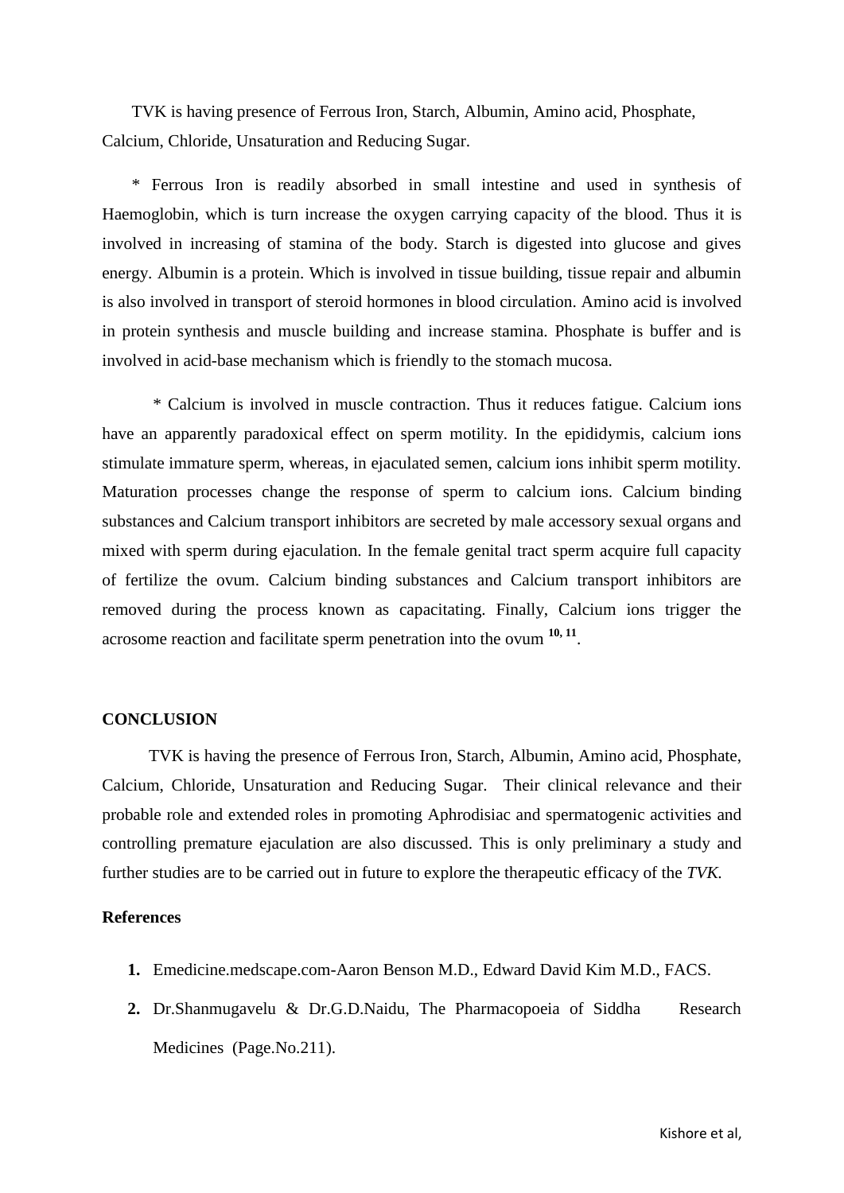TVK is having presence of Ferrous Iron, Starch, Albumin, Amino acid, Phosphate, Calcium, Chloride, Unsaturation and Reducing Sugar.

* Ferrous Iron is readily absorbed in small intestine and used in synthesis of Haemoglobin, which is turn increase the oxygen carrying capacity of the blood. Thus it is involved in increasing of stamina of the body. Starch is digested into glucose and gives energy. Albumin is a protein. Which is involved in tissue building, tissue repair and albumin is also involved in transport of steroid hormones in blood circulation. Amino acid is involved in protein synthesis and muscle building and increase stamina. Phosphate is buffer and is involved in acid-base mechanism which is friendly to the stomach mucosa.

* Calcium is involved in muscle contraction. Thus it reduces fatigue. Calcium ions have an apparently paradoxical effect on sperm motility. In the epididymis, calcium ions stimulate immature sperm, whereas, in ejaculated semen, calcium ions inhibit sperm motility. Maturation processes change the response of sperm to calcium ions. Calcium binding substances and Calcium transport inhibitors are secreted by male accessory sexual organs and mixed with sperm during ejaculation. In the female genital tract sperm acquire full capacity of fertilize the ovum. Calcium binding substances and Calcium transport inhibitors are removed during the process known as capacitating. Finally, Calcium ions trigger the acrosome reaction and facilitate sperm penetration into the ovum [10, 11].

**CONCLUSION**

TVK is having the presence of Ferrous Iron, Starch, Albumin, Amino acid, Phosphate, Calcium, Chloride, Unsaturation and Reducing Sugar. Their clinical relevance and their probable role and extended roles in promoting Aphrodisiac and spermatogenic activities and controlling premature ejaculation are also discussed. This is only preliminary a study and further studies are to be carried out in future to explore the therapeutic efficacy of the *TVK.*

**References**

1. Emedicine.medscape.com-Aaron Benson M.D., Edward David Kim M.D., FACS.
2. Dr.Shanmugavelu & Dr.G.D.Naidu, The Pharmacopoeia of Siddha Research Medicines (Page.No.211).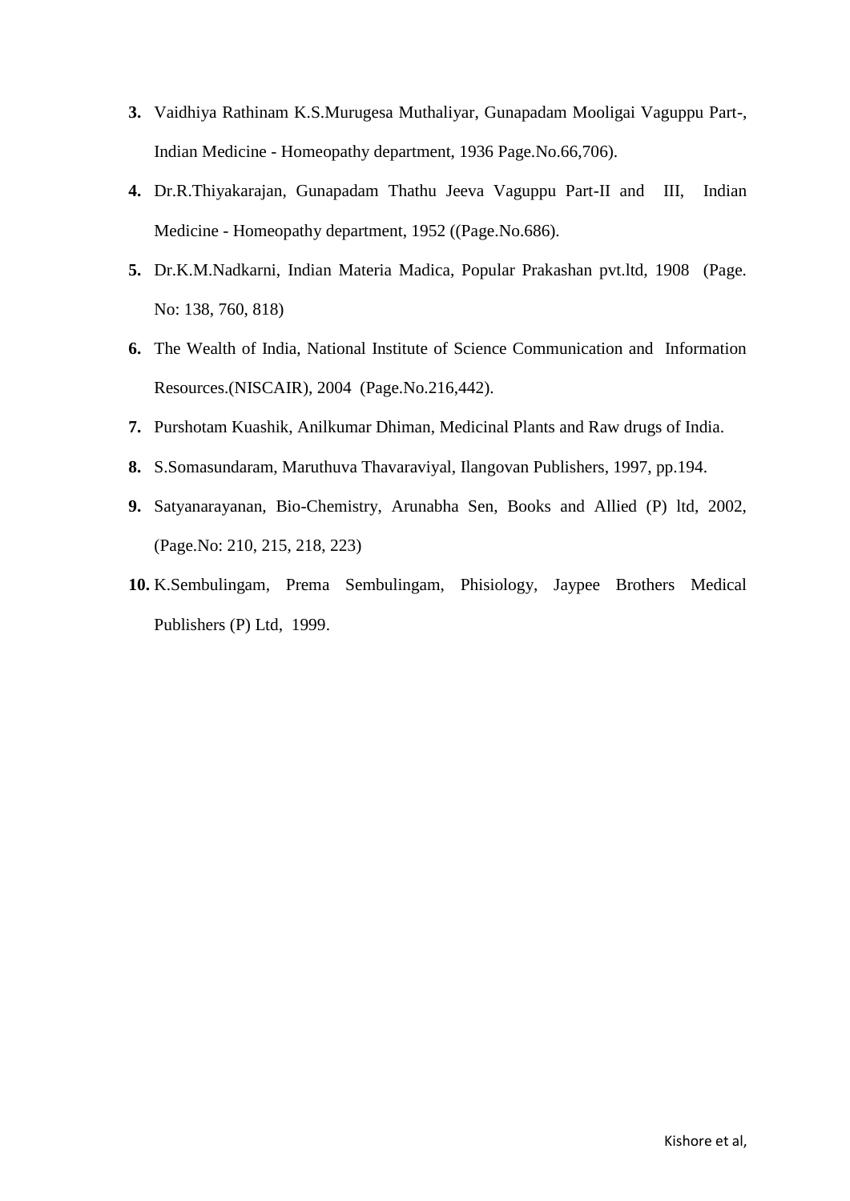3. Vaidhiya Rathinam K.S.Murugesa Muthaliyar, Gunapadam Mooligai Vaguppu Part-, Indian Medicine - Homeopathy department, 1936 Page.No.66,706).
4. Dr.R.Thiyakarajan, Gunapadam Thathu Jeeva Vaguppu Part-II and III, Indian Medicine - Homeopathy department, 1952 ((Page.No.686).
5. Dr.K.M.Nadkarni, Indian Materia Madica, Popular Prakashan pvt.ltd, 1908 (Page. No: 138, 760, 818)
6. The Wealth of India, National Institute of Science Communication and Information Resources.(NISCAIR), 2004 (Page.No.216,442).
7. Purshotam Kuashik, Anilkumar Dhiman, Medicinal Plants and Raw drugs of India.
8. S.Somasundaram, Maruthuva Thavaraviyal, Ilangovan Publishers, 1997, pp.194.
9. Satyanarayanan, Bio-Chemistry, Arunabha Sen, Books and Allied (P) ltd, 2002, (Page.No: 210, 215, 218, 223)
10. K.Sembulingam, Prema Sembulingam, Phisiology, Jaypee Brothers Medical Publishers (P) Ltd, 1999.